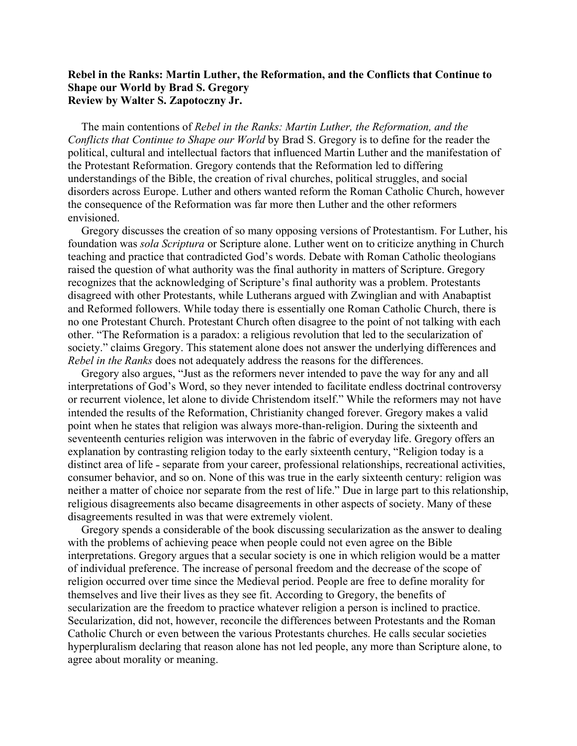**Rebel in the Ranks: Martin Luther, the Reformation, and the Conflicts that Continue to Shape our World by Brad S. Gregory**
**Review by Walter S. Zapotoczny Jr.**

The main contentions of *Rebel in the Ranks: Martin Luther, the Reformation, and the Conflicts that Continue to Shape our World* by Brad S. Gregory is to define for the reader the political, cultural and intellectual factors that influenced Martin Luther and the manifestation of the Protestant Reformation. Gregory contends that the Reformation led to differing understandings of the Bible, the creation of rival churches, political struggles, and social disorders across Europe. Luther and others wanted reform the Roman Catholic Church, however the consequence of the Reformation was far more then Luther and the other reformers envisioned.

Gregory discusses the creation of so many opposing versions of Protestantism. For Luther, his foundation was *sola Scriptura* or Scripture alone. Luther went on to criticize anything in Church teaching and practice that contradicted God's words. Debate with Roman Catholic theologians raised the question of what authority was the final authority in matters of Scripture. Gregory recognizes that the acknowledging of Scripture's final authority was a problem. Protestants disagreed with other Protestants, while Lutherans argued with Zwinglian and with Anabaptist and Reformed followers. While today there is essentially one Roman Catholic Church, there is no one Protestant Church. Protestant Church often disagree to the point of not talking with each other. "The Reformation is a paradox: a religious revolution that led to the secularization of society." claims Gregory. This statement alone does not answer the underlying differences and *Rebel in the Ranks* does not adequately address the reasons for the differences.

Gregory also argues, "Just as the reformers never intended to pave the way for any and all interpretations of God's Word, so they never intended to facilitate endless doctrinal controversy or recurrent violence, let alone to divide Christendom itself." While the reformers may not have intended the results of the Reformation, Christianity changed forever. Gregory makes a valid point when he states that religion was always more-than-religion. During the sixteenth and seventeenth centuries religion was interwoven in the fabric of everyday life. Gregory offers an explanation by contrasting religion today to the early sixteenth century, "Religion today is a distinct area of life - separate from your career, professional relationships, recreational activities, consumer behavior, and so on. None of this was true in the early sixteenth century: religion was neither a matter of choice nor separate from the rest of life." Due in large part to this relationship, religious disagreements also became disagreements in other aspects of society. Many of these disagreements resulted in was that were extremely violent.

Gregory spends a considerable of the book discussing secularization as the answer to dealing with the problems of achieving peace when people could not even agree on the Bible interpretations. Gregory argues that a secular society is one in which religion would be a matter of individual preference. The increase of personal freedom and the decrease of the scope of religion occurred over time since the Medieval period. People are free to define morality for themselves and live their lives as they see fit. According to Gregory, the benefits of secularization are the freedom to practice whatever religion a person is inclined to practice. Secularization, did not, however, reconcile the differences between Protestants and the Roman Catholic Church or even between the various Protestants churches. He calls secular societies hyperpluralism declaring that reason alone has not led people, any more than Scripture alone, to agree about morality or meaning.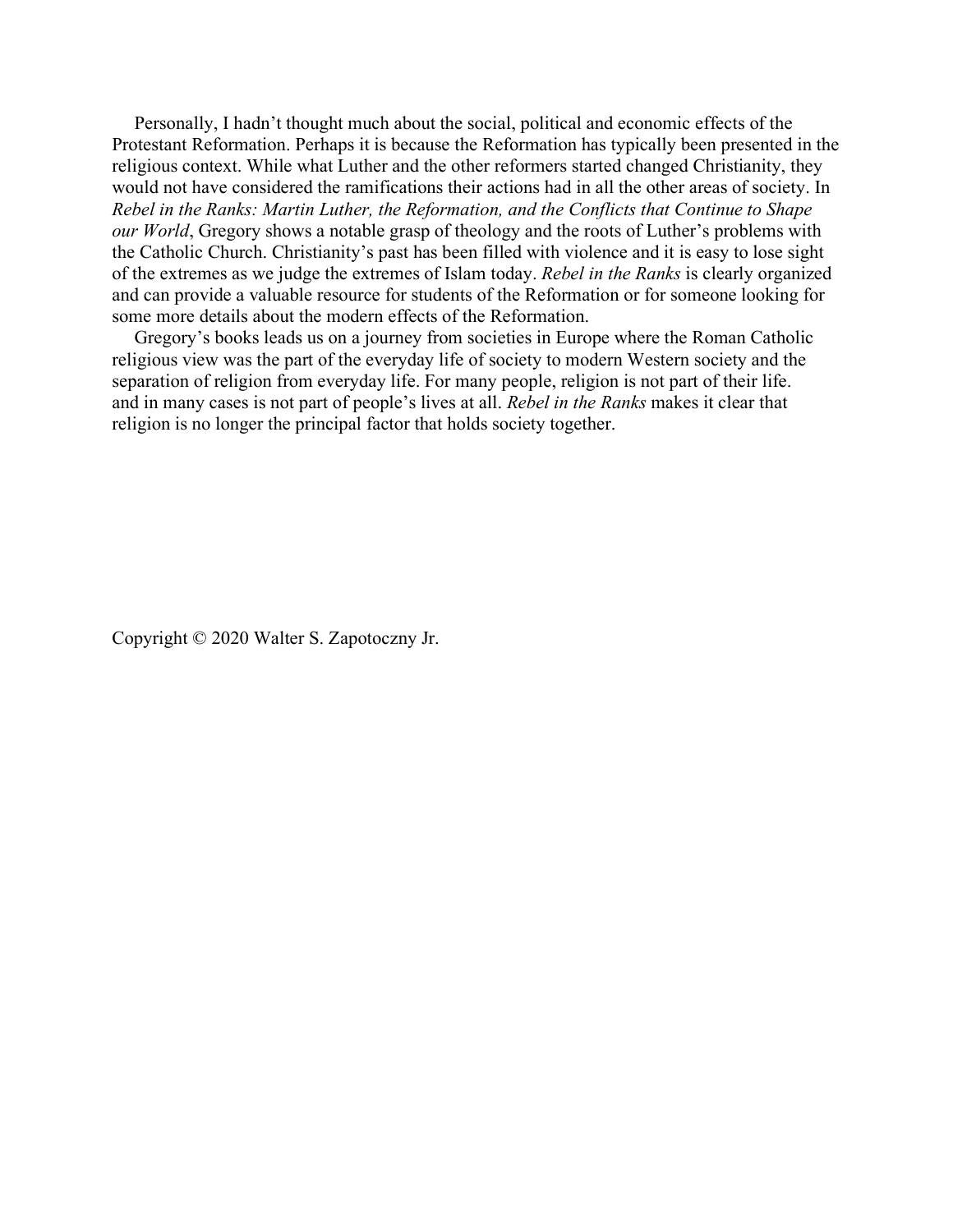Personally, I hadn't thought much about the social, political and economic effects of the Protestant Reformation. Perhaps it is because the Reformation has typically been presented in the religious context. While what Luther and the other reformers started changed Christianity, they would not have considered the ramifications their actions had in all the other areas of society. In *Rebel in the Ranks: Martin Luther, the Reformation, and the Conflicts that Continue to Shape our World*, Gregory shows a notable grasp of theology and the roots of Luther's problems with the Catholic Church. Christianity's past has been filled with violence and it is easy to lose sight of the extremes as we judge the extremes of Islam today. *Rebel in the Ranks* is clearly organized and can provide a valuable resource for students of the Reformation or for someone looking for some more details about the modern effects of the Reformation.

Gregory's books leads us on a journey from societies in Europe where the Roman Catholic religious view was the part of the everyday life of society to modern Western society and the separation of religion from everyday life. For many people, religion is not part of their life. and in many cases is not part of people's lives at all. *Rebel in the Ranks* makes it clear that religion is no longer the principal factor that holds society together.

Copyright © 2020 Walter S. Zapotoczny Jr.